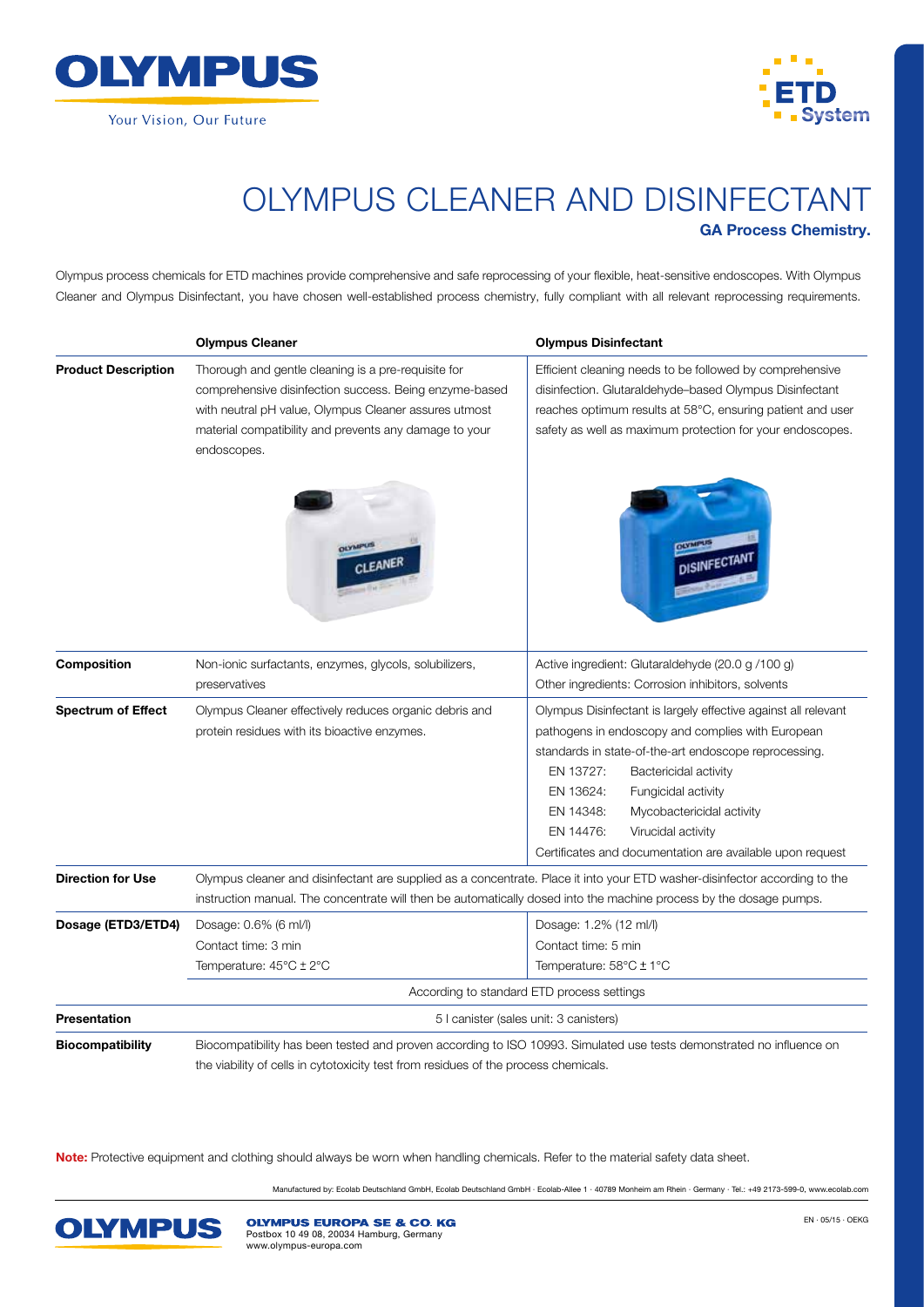# OLYMPUS CLEANER AND DISINFECTANT

## GA Process Chemistry.

Olympus process chemicals for ETD machines provide comprehensive and safe reprocessing of your flexible, heat-sensitive endoscopes. With Olympus Cleaner and Olympus Disinfectant, you have chosen well-established process chemistry, fully compliant with all relevant reprocessing requirements.

| | Olympus Cleaner | Olympus Disinfectant |
|---|---|---|
| **Product Description** | Thorough and gentle cleaning is a pre-requisite for comprehensive disinfection success. Being enzyme-based with neutral pH value, Olympus Cleaner assures utmost material compatibility and prevents any damage to your endoscopes. | Efficient cleaning needs to be followed by comprehensive disinfection. Glutaraldehyde–based Olympus Disinfectant reaches optimum results at 58°C, ensuring patient and user safety as well as maximum protection for your endoscopes. |
| **Composition** | Non-ionic surfactants, enzymes, glycols, solubilizers, preservatives | Active ingredient: Glutaraldehyde (20.0 g /100 g)<br>Other ingredients: Corrosion inhibitors, solvents |
| **Spectrum of Effect** | Olympus Cleaner effectively reduces organic debris and protein residues with its bioactive enzymes. | Olympus Disinfectant is largely effective against all relevant pathogens in endoscopy and complies with European standards in state-of-the-art endoscope reprocessing.<br>EN 13727: Bactericidal activity<br>EN 13624: Fungicidal activity<br>EN 14348: Mycobactericidal activity<br>EN 14476: Virucidal activity<br>Certificates and documentation are available upon request |
| **Direction for Use** | Olympus cleaner and disinfectant are supplied as a concentrate. Place it into your ETD washer-disinfector according to the instruction manual. The concentrate will then be automatically dosed into the machine process by the dosage pumps. | |
| **Dosage (ETD3/ETD4)** | Dosage: 0.6% (6 ml/l)<br>Contact time: 3 min<br>Temperature: 45°C ± 2°C | Dosage: 1.2% (12 ml/l)<br>Contact time: 5 min<br>Temperature: 58°C ± 1°C |
| | According to standard ETD process settings | |
| **Presentation** | 5 l canister (sales unit: 3 canisters) | |
| **Biocompatibility** | Biocompatibility has been tested and proven according to ISO 10993. Simulated use tests demonstrated no influence on the viability of cells in cytotoxicity test from residues of the process chemicals. | |

**Note:** Protective equipment and clothing should always be worn when handling chemicals. Refer to the material safety data sheet.

Manufactured by: Ecolab Deutschland GmbH, Ecolab Deutschland GmbH · Ecolab-Allee 1 · 40789 Monheim am Rhein · Germany · Tel.: +49 2173-599-0, www.ecolab.com

**OLYMPUS EUROPA SE & CO. KG**
Postbox 10 49 08, 20034 Hamburg, Germany
www.olympus-europa.com

EN · 05/15 · OEKG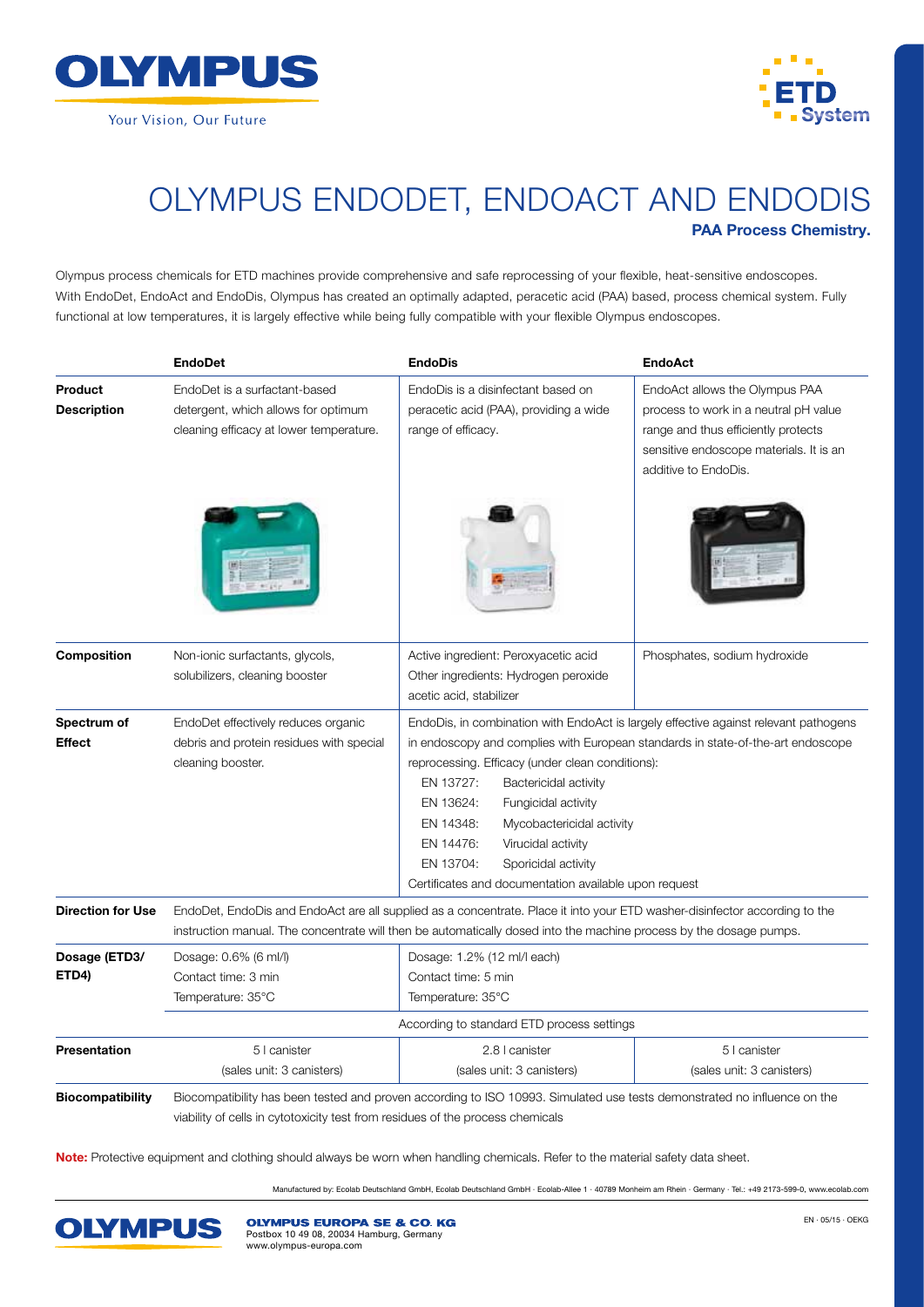# OLYMPUS ENDODET, ENDOACT AND ENDODIS

**PAA Process Chemistry.**

Olympus process chemicals for ETD machines provide comprehensive and safe reprocessing of your flexible, heat-sensitive endoscopes. With EndoDet, EndoAct and EndoDis, Olympus has created an optimally adapted, peracetic acid (PAA) based, process chemical system. Fully functional at low temperatures, it is largely effective while being fully compatible with your flexible Olympus endoscopes.

| | EndoDet | EndoDis | EndoAct |
|---|---|---|---|
| **Product Description** | EndoDet is a surfactant-based detergent, which allows for optimum cleaning efficacy at lower temperature. | EndoDis is a disinfectant based on peracetic acid (PAA), providing a wide range of efficacy. | EndoAct allows the Olympus PAA process to work in a neutral pH value range and thus efficiently protects sensitive endoscope materials. It is an additive to EndoDis. |
| **Composition** | Non-ionic surfactants, glycols, solubilizers, cleaning booster | Active ingredient: Peroxyacetic acid<br>Other ingredients: Hydrogen peroxide acetic acid, stabilizer | Phosphates, sodium hydroxide |
| **Spectrum of Effect** | EndoDet effectively reduces organic debris and protein residues with special cleaning booster. | EndoDis, in combination with EndoAct is largely effective against relevant pathogens in endoscopy and complies with European standards in state-of-the-art endoscope reprocessing. Efficacy (under clean conditions):<br>EN 13727: Bactericidal activity<br>EN 13624: Fungicidal activity<br>EN 14348: Mycobactericidal activity<br>EN 14476: Virucidal activity<br>EN 13704: Sporicidal activity<br>Certificates and documentation available upon request | |
| **Direction for Use** | EndoDet, EndoDis and EndoAct are all supplied as a concentrate. Place it into your ETD washer-disinfector according to the instruction manual. The concentrate will then be automatically dosed into the machine process by the dosage pumps. | | |
| **Dosage (ETD3/ ETD4)** | Dosage: 0.6% (6 ml/l)<br>Contact time: 3 min<br>Temperature: 35°C | Dosage: 1.2% (12 ml/l each)<br>Contact time: 5 min<br>Temperature: 35°C | |
| | According to standard ETD process settings | | |
| **Presentation** | 5 l canister<br>(sales unit: 3 canisters) | 2.8 l canister<br>(sales unit: 3 canisters) | 5 l canister<br>(sales unit: 3 canisters) |
| **Biocompatibility** | Biocompatibility has been tested and proven according to ISO 10993. Simulated use tests demonstrated no influence on the viability of cells in cytotoxicity test from residues of the process chemicals | | |

**Note:** Protective equipment and clothing should always be worn when handling chemicals. Refer to the material safety data sheet.

Manufactured by: Ecolab Deutschland GmbH, Ecolab Deutschland GmbH · Ecolab-Allee 1 · 40789 Monheim am Rhein · Germany · Tel.: +49 2173-599-0, www.ecolab.com

**OLYMPUS EUROPA SE & CO. KG**
Postbox 10 49 08, 20034 Hamburg, Germany
www.olympus-europa.com

EN · 05/15 · OEKG